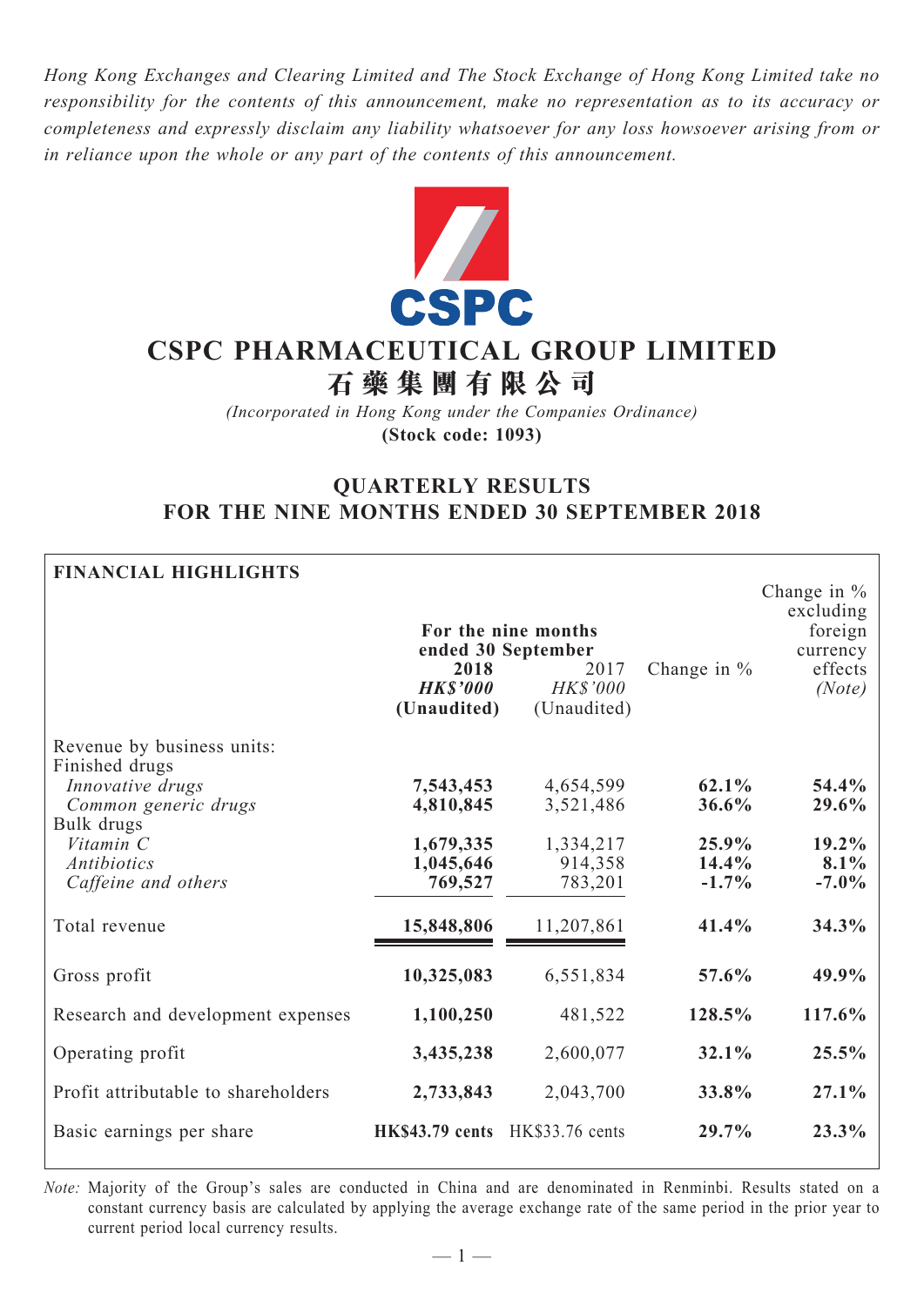*Hong Kong Exchanges and Clearing Limited and The Stock Exchange of Hong Kong Limited take no responsibility for the contents of this announcement, make no representation as to its accuracy or completeness and expressly disclaim any liability whatsoever for any loss howsoever arising from or in reliance upon the whole or any part of the contents of this announcement.*

# CSPC PHARMACEUTICAL GROUP LIMITED
# 石藥集團有限公司

*(Incorporated in Hong Kong under the Companies Ordinance)*
**(Stock code: 1093)**

## QUARTERLY RESULTS FOR THE NINE MONTHS ENDED 30 SEPTEMBER 2018

**FINANCIAL HIGHLIGHTS**

| | For the nine months ended 30 September | | | |
|---|---|---|---|---|
| | **2018** | 2017 | Change in % | Change in % excluding foreign currency effects |
| | ***HK$'000*** | *HK$'000* | | *(Note)* |
| | **(Unaudited)** | (Unaudited) | | |
| Revenue by business units: | | | | |
| Finished drugs | | | | |
| *Innovative drugs* | **7,543,453** | 4,654,599 | **62.1%** | **54.4%** |
| *Common generic drugs* | **4,810,845** | 3,521,486 | **36.6%** | **29.6%** |
| Bulk drugs | | | | |
| *Vitamin C* | **1,679,335** | 1,334,217 | **25.9%** | **19.2%** |
| *Antibiotics* | **1,045,646** | 914,358 | **14.4%** | **8.1%** |
| *Caffeine and others* | **769,527** | 783,201 | **-1.7%** | **-7.0%** |
| Total revenue | **15,848,806** | 11,207,861 | **41.4%** | **34.3%** |
| Gross profit | **10,325,083** | 6,551,834 | **57.6%** | **49.9%** |
| Research and development expenses | **1,100,250** | 481,522 | **128.5%** | **117.6%** |
| Operating profit | **3,435,238** | 2,600,077 | **32.1%** | **25.5%** |
| Profit attributable to shareholders | **2,733,843** | 2,043,700 | **33.8%** | **27.1%** |
| Basic earnings per share | **HK$43.79 cents** | HK$33.76 cents | **29.7%** | **23.3%** |

*Note:* Majority of the Group's sales are conducted in China and are denominated in Renminbi. Results stated on a constant currency basis are calculated by applying the average exchange rate of the same period in the prior year to current period local currency results.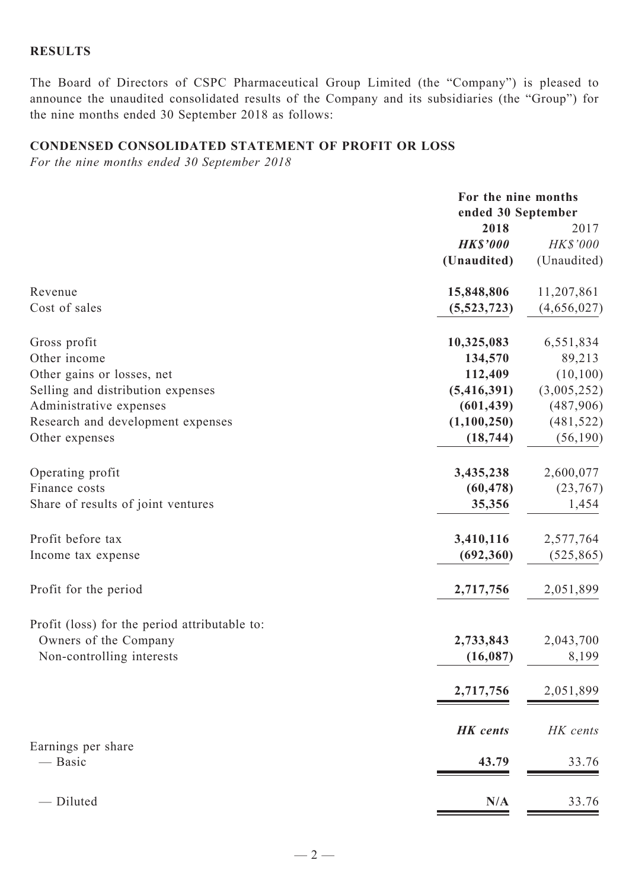## RESULTS

The Board of Directors of CSPC Pharmaceutical Group Limited (the "Company") is pleased to announce the unaudited consolidated results of the Company and its subsidiaries (the "Group") for the nine months ended 30 September 2018 as follows:

## CONDENSED CONSOLIDATED STATEMENT OF PROFIT OR LOSS

*For the nine months ended 30 September 2018*

| | For the nine months ended 30 September | |
|---|---|---|
| | **2018** | 2017 |
| | ***HK$'000*** | *HK$'000* |
| | **(Unaudited)** | (Unaudited) |
| Revenue | **15,848,806** | 11,207,861 |
| Cost of sales | **(5,523,723)** | (4,656,027) |
| Gross profit | **10,325,083** | 6,551,834 |
| Other income | **134,570** | 89,213 |
| Other gains or losses, net | **112,409** | (10,100) |
| Selling and distribution expenses | **(5,416,391)** | (3,005,252) |
| Administrative expenses | **(601,439)** | (487,906) |
| Research and development expenses | **(1,100,250)** | (481,522) |
| Other expenses | **(18,744)** | (56,190) |
| Operating profit | **3,435,238** | 2,600,077 |
| Finance costs | **(60,478)** | (23,767) |
| Share of results of joint ventures | **35,356** | 1,454 |
| Profit before tax | **3,410,116** | 2,577,764 |
| Income tax expense | **(692,360)** | (525,865) |
| Profit for the period | **2,717,756** | 2,051,899 |
| Profit (loss) for the period attributable to: | | |
| Owners of the Company | **2,733,843** | 2,043,700 |
| Non-controlling interests | **(16,087)** | 8,199 |
| | **2,717,756** | 2,051,899 |
| | ***HK cents*** | *HK cents* |
| Earnings per share | | |
| — Basic | **43.79** | 33.76 |
| — Diluted | **N/A** | 33.76 |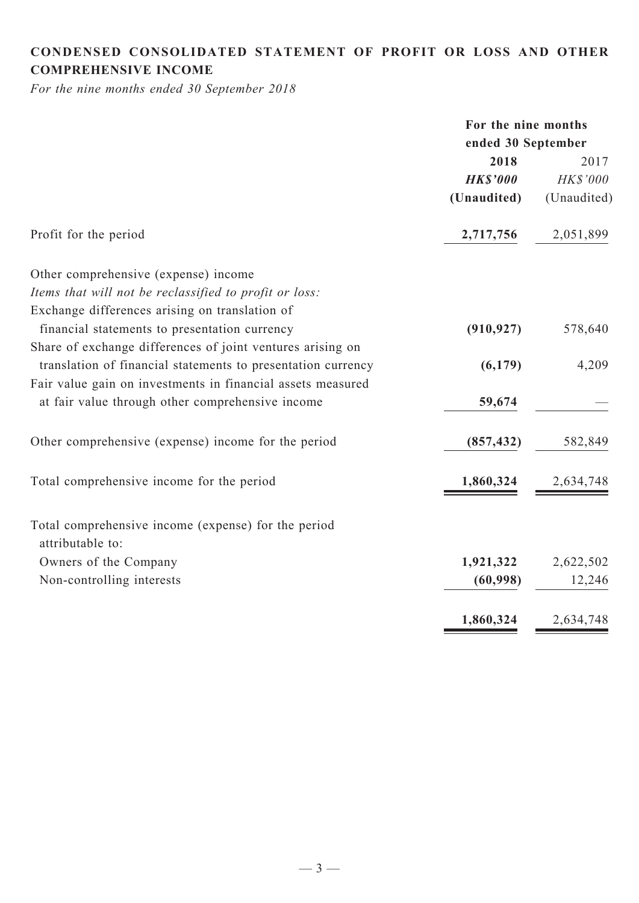## CONDENSED CONSOLIDATED STATEMENT OF PROFIT OR LOSS AND OTHER COMPREHENSIVE INCOME

*For the nine months ended 30 September 2018*

| | For the nine months ended 30 September | |
|---|---|---|
| | **2018** | 2017 |
| | ***HK$'000*** | *HK$'000* |
| | **(Unaudited)** | (Unaudited) |
| Profit for the period | **2,717,756** | 2,051,899 |
| Other comprehensive (expense) income | | |
| *Items that will not be reclassified to profit or loss:* | | |
| Exchange differences arising on translation of financial statements to presentation currency | **(910,927)** | 578,640 |
| Share of exchange differences of joint ventures arising on translation of financial statements to presentation currency | **(6,179)** | 4,209 |
| Fair value gain on investments in financial assets measured at fair value through other comprehensive income | **59,674** | — |
| Other comprehensive (expense) income for the period | **(857,432)** | 582,849 |
| Total comprehensive income for the period | **1,860,324** | 2,634,748 |
| Total comprehensive income (expense) for the period attributable to: | | |
| Owners of the Company | **1,921,322** | 2,622,502 |
| Non-controlling interests | **(60,998)** | 12,246 |
| | **1,860,324** | 2,634,748 |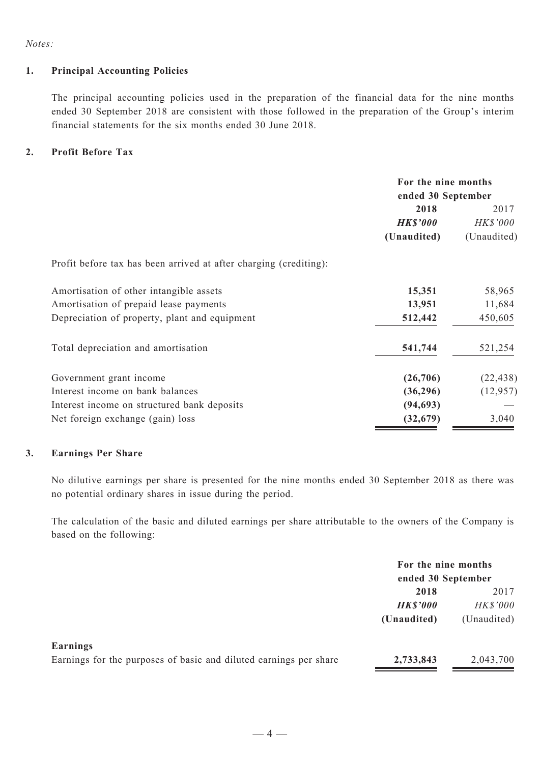*Notes:*

## 1. Principal Accounting Policies

The principal accounting policies used in the preparation of the financial data for the nine months ended 30 September 2018 are consistent with those followed in the preparation of the Group's interim financial statements for the six months ended 30 June 2018.

## 2. Profit Before Tax

| | For the nine months ended 30 September | |
|---|---|---|
| | **2018** | 2017 |
| | ***HK$'000*** | *HK$'000* |
| | **(Unaudited)** | (Unaudited) |
| Profit before tax has been arrived at after charging (crediting): | | |
| Amortisation of other intangible assets | **15,351** | 58,965 |
| Amortisation of prepaid lease payments | **13,951** | 11,684 |
| Depreciation of property, plant and equipment | **512,442** | 450,605 |
| Total depreciation and amortisation | **541,744** | 521,254 |
| Government grant income | **(26,706)** | (22,438) |
| Interest income on bank balances | **(36,296)** | (12,957) |
| Interest income on structured bank deposits | **(94,693)** | — |
| Net foreign exchange (gain) loss | **(32,679)** | 3,040 |

## 3. Earnings Per Share

No dilutive earnings per share is presented for the nine months ended 30 September 2018 as there was no potential ordinary shares in issue during the period.

The calculation of the basic and diluted earnings per share attributable to the owners of the Company is based on the following:

| | For the nine months ended 30 September | |
|---|---|---|
| | **2018** | 2017 |
| | ***HK$'000*** | *HK$'000* |
| | **(Unaudited)** | (Unaudited) |
| **Earnings** | | |
| Earnings for the purposes of basic and diluted earnings per share | **2,733,843** | 2,043,700 |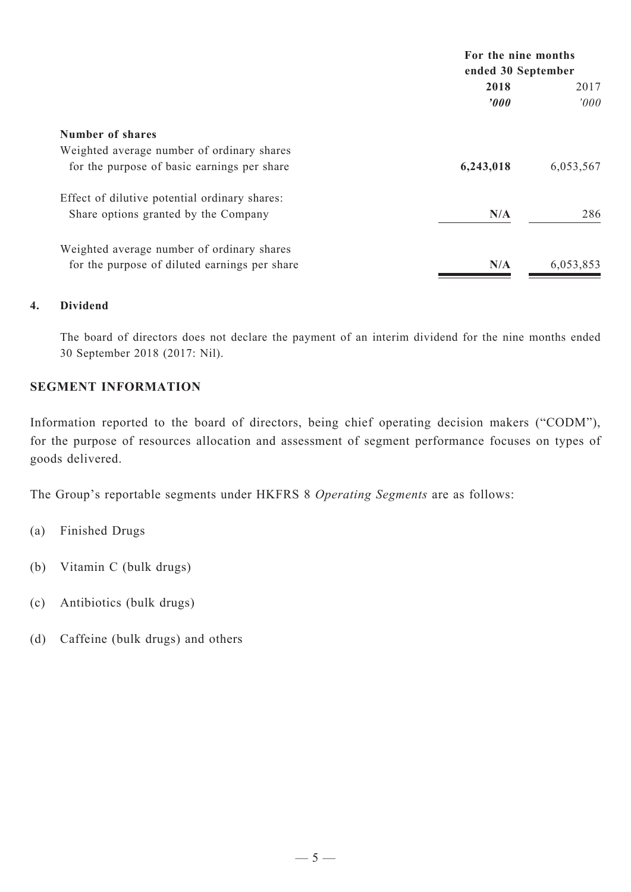| | For the nine months ended 30 September | |
|---|---|---|
| | **2018** | 2017 |
| | ***'000*** | *'000* |
| **Number of shares** | | |
| Weighted average number of ordinary shares for the purpose of basic earnings per share | **6,243,018** | 6,053,567 |
| Effect of dilutive potential ordinary shares: Share options granted by the Company | **N/A** | 286 |
| Weighted average number of ordinary shares for the purpose of diluted earnings per share | **N/A** | 6,053,853 |

**4. Dividend**

The board of directors does not declare the payment of an interim dividend for the nine months ended 30 September 2018 (2017: Nil).

## SEGMENT INFORMATION

Information reported to the board of directors, being chief operating decision makers ("CODM"), for the purpose of resources allocation and assessment of segment performance focuses on types of goods delivered.

The Group's reportable segments under HKFRS 8 *Operating Segments* are as follows:

(a) Finished Drugs

(b) Vitamin C (bulk drugs)

(c) Antibiotics (bulk drugs)

(d) Caffeine (bulk drugs) and others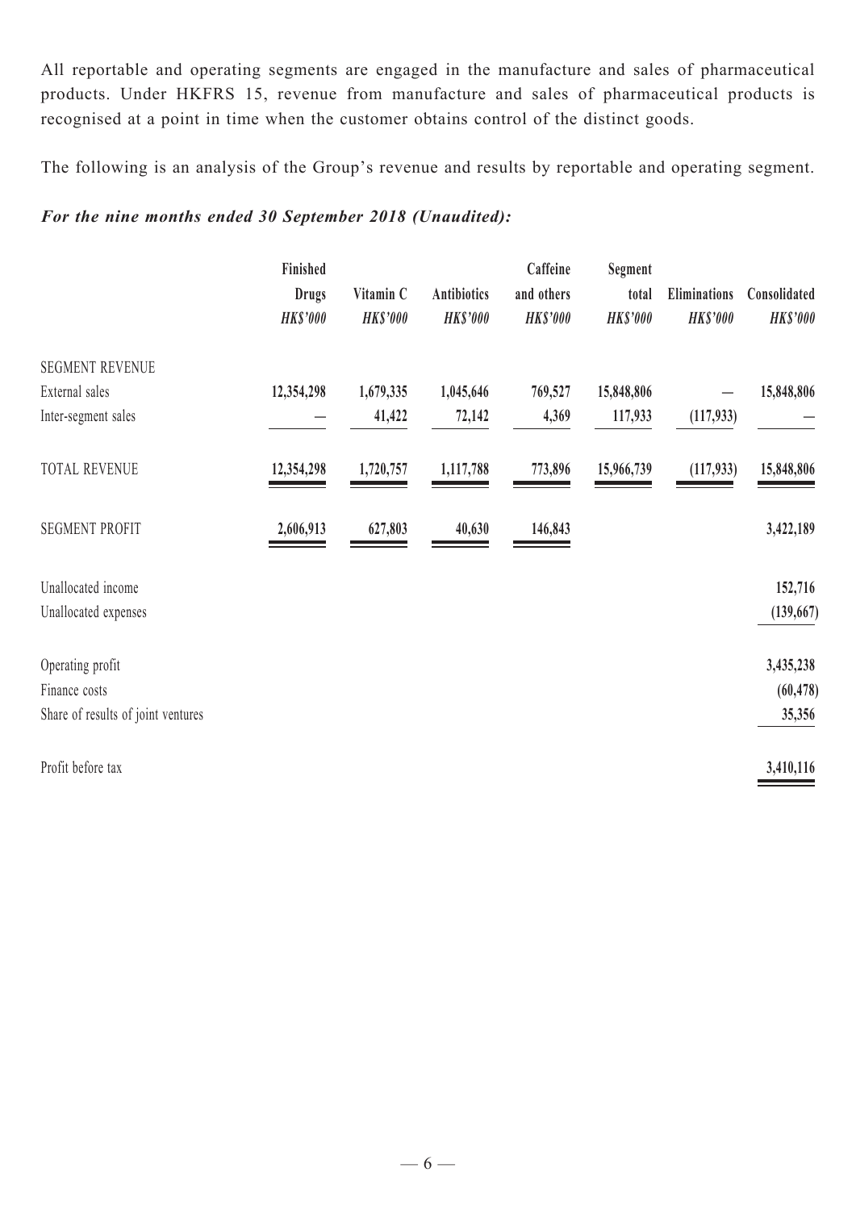All reportable and operating segments are engaged in the manufacture and sales of pharmaceutical products. Under HKFRS 15, revenue from manufacture and sales of pharmaceutical products is recognised at a point in time when the customer obtains control of the distinct goods.

The following is an analysis of the Group's revenue and results by reportable and operating segment.

***For the nine months ended 30 September 2018 (Unaudited):***

| | Finished Drugs | Vitamin C | Antibiotics | Caffeine and others | Segment total | Eliminations | Consolidated |
|---|---|---|---|---|---|---|---|
| | *HK$'000* | *HK$'000* | *HK$'000* | *HK$'000* | *HK$'000* | *HK$'000* | *HK$'000* |
| SEGMENT REVENUE | | | | | | | |
| External sales | **12,354,298** | **1,679,335** | **1,045,646** | **769,527** | **15,848,806** | **—** | **15,848,806** |
| Inter-segment sales | **—** | **41,422** | **72,142** | **4,369** | **117,933** | **(117,933)** | **—** |
| TOTAL REVENUE | **12,354,298** | **1,720,757** | **1,117,788** | **773,896** | **15,966,739** | **(117,933)** | **15,848,806** |
| SEGMENT PROFIT | **2,606,913** | **627,803** | **40,630** | **146,843** | | | **3,422,189** |
| Unallocated income | | | | | | | **152,716** |
| Unallocated expenses | | | | | | | **(139,667)** |
| Operating profit | | | | | | | **3,435,238** |
| Finance costs | | | | | | | **(60,478)** |
| Share of results of joint ventures | | | | | | | **35,356** |
| Profit before tax | | | | | | | **3,410,116** |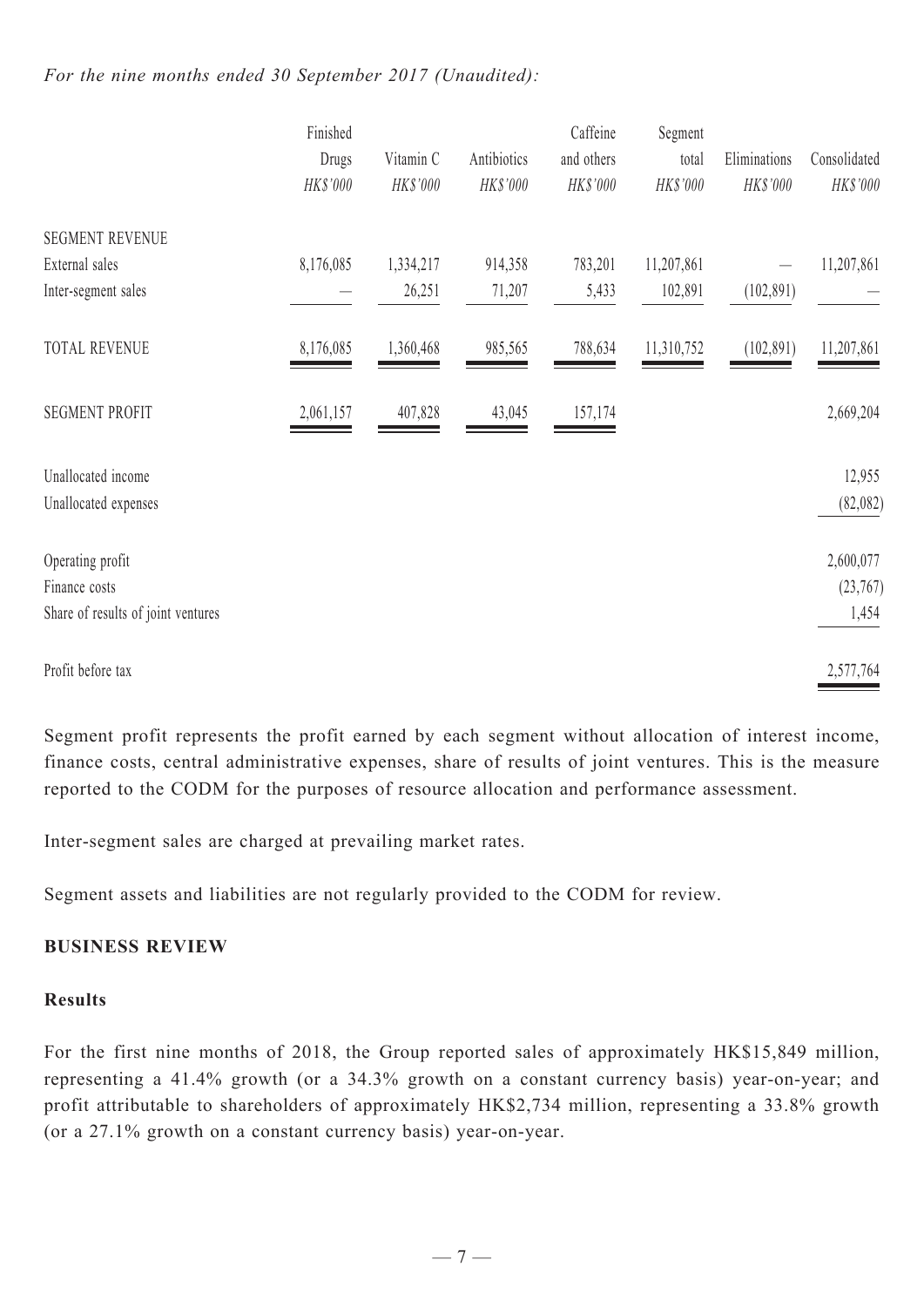*For the nine months ended 30 September 2017 (Unaudited):*

| | Finished Drugs *HK$'000* | Vitamin C *HK$'000* | Antibiotics *HK$'000* | Caffeine and others *HK$'000* | Segment total *HK$'000* | Eliminations *HK$'000* | Consolidated *HK$'000* |
|---|---|---|---|---|---|---|---|
| SEGMENT REVENUE | | | | | | | |
| External sales | 8,176,085 | 1,334,217 | 914,358 | 783,201 | 11,207,861 | — | 11,207,861 |
| Inter-segment sales | — | 26,251 | 71,207 | 5,433 | 102,891 | (102,891) | — |
| TOTAL REVENUE | 8,176,085 | 1,360,468 | 985,565 | 788,634 | 11,310,752 | (102,891) | 11,207,861 |
| SEGMENT PROFIT | 2,061,157 | 407,828 | 43,045 | 157,174 | | | 2,669,204 |
| Unallocated income | | | | | | | 12,955 |
| Unallocated expenses | | | | | | | (82,082) |
| Operating profit | | | | | | | 2,600,077 |
| Finance costs | | | | | | | (23,767) |
| Share of results of joint ventures | | | | | | | 1,454 |
| Profit before tax | | | | | | | 2,577,764 |

Segment profit represents the profit earned by each segment without allocation of interest income, finance costs, central administrative expenses, share of results of joint ventures. This is the measure reported to the CODM for the purposes of resource allocation and performance assessment.

Inter-segment sales are charged at prevailing market rates.

Segment assets and liabilities are not regularly provided to the CODM for review.

## BUSINESS REVIEW

### Results

For the first nine months of 2018, the Group reported sales of approximately HK$15,849 million, representing a 41.4% growth (or a 34.3% growth on a constant currency basis) year-on-year; and profit attributable to shareholders of approximately HK$2,734 million, representing a 33.8% growth (or a 27.1% growth on a constant currency basis) year-on-year.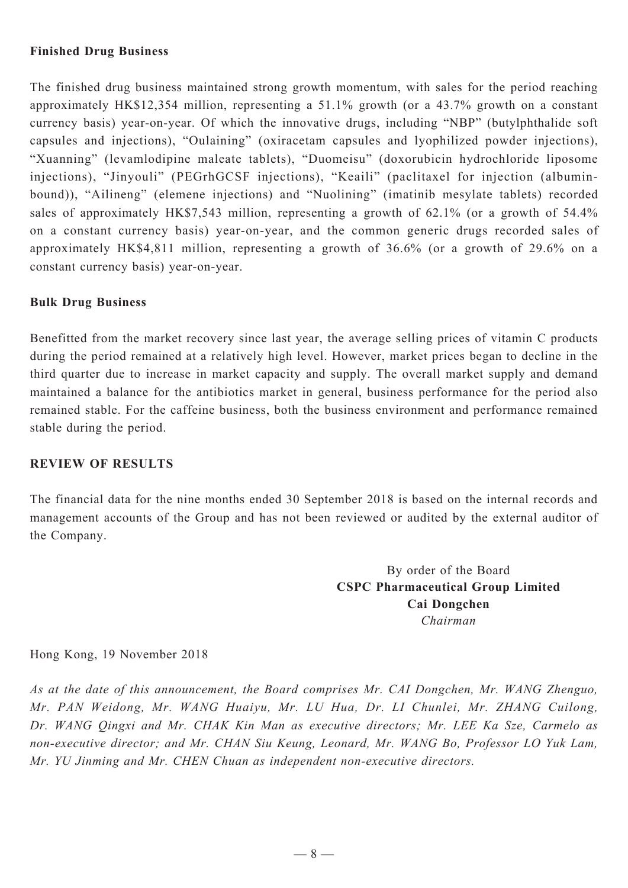**Finished Drug Business**

The finished drug business maintained strong growth momentum, with sales for the period reaching approximately HK$12,354 million, representing a 51.1% growth (or a 43.7% growth on a constant currency basis) year-on-year. Of which the innovative drugs, including "NBP" (butylphthalide soft capsules and injections), "Oulaining" (oxiracetam capsules and lyophilized powder injections), "Xuanning" (levamlodipine maleate tablets), "Duomeisu" (doxorubicin hydrochloride liposome injections), "Jinyouli" (PEGrhGCSF injections), "Keaili" (paclitaxel for injection (albumin-bound)), "Ailineng" (elemene injections) and "Nuolining" (imatinib mesylate tablets) recorded sales of approximately HK$7,543 million, representing a growth of 62.1% (or a growth of 54.4% on a constant currency basis) year-on-year, and the common generic drugs recorded sales of approximately HK$4,811 million, representing a growth of 36.6% (or a growth of 29.6% on a constant currency basis) year-on-year.

**Bulk Drug Business**

Benefitted from the market recovery since last year, the average selling prices of vitamin C products during the period remained at a relatively high level. However, market prices began to decline in the third quarter due to increase in market capacity and supply. The overall market supply and demand maintained a balance for the antibiotics market in general, business performance for the period also remained stable. For the caffeine business, both the business environment and performance remained stable during the period.

**REVIEW OF RESULTS**

The financial data for the nine months ended 30 September 2018 is based on the internal records and management accounts of the Group and has not been reviewed or audited by the external auditor of the Company.

By order of the Board
**CSPC Pharmaceutical Group Limited**
**Cai Dongchen**
*Chairman*

Hong Kong, 19 November 2018

*As at the date of this announcement, the Board comprises Mr. CAI Dongchen, Mr. WANG Zhenguo, Mr. PAN Weidong, Mr. WANG Huaiyu, Mr. LU Hua, Dr. LI Chunlei, Mr. ZHANG Cuilong, Dr. WANG Qingxi and Mr. CHAK Kin Man as executive directors; Mr. LEE Ka Sze, Carmelo as non-executive director; and Mr. CHAN Siu Keung, Leonard, Mr. WANG Bo, Professor LO Yuk Lam, Mr. YU Jinming and Mr. CHEN Chuan as independent non-executive directors.*